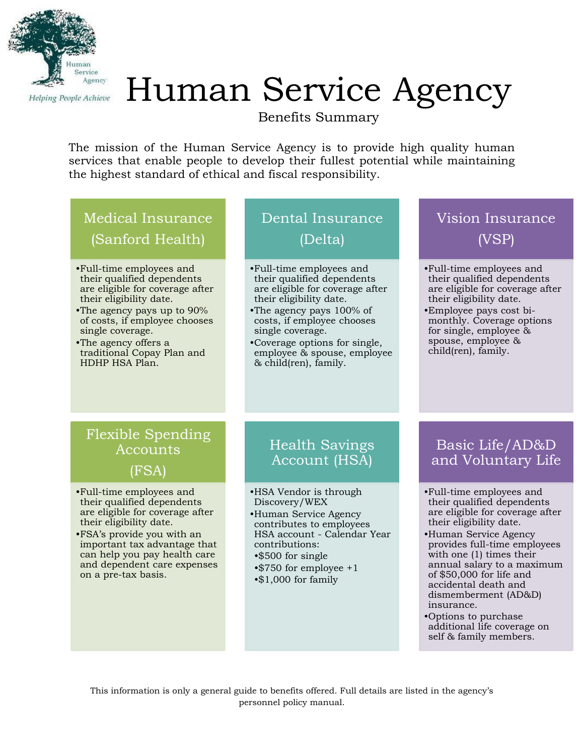Human Service Agency

*Helping People Achieve*

# Human Service Agency

Benefits Summary

The mission of the Human Service Agency is to provide high quality human services that enable people to develop their fullest potential while maintaining the highest standard of ethical and fiscal responsibility.

## Medical Insurance (Sanford Health)

- Full-time employees and their qualified dependents are eligible for coverage after their eligibility date.
- The agency pays up to 90% of costs, if employee chooses single coverage.
- The agency offers a traditional Copay Plan and HDHP HSA Plan.

## Dental Insurance (Delta)

- Full-time employees and their qualified dependents are eligible for coverage after their eligibility date.
- The agency pays 100% of costs, if employee chooses single coverage.
- Coverage options for single, employee & spouse, employee & child(ren), family.

## Vision Insurance (VSP)

- Full-time employees and their qualified dependents are eligible for coverage after their eligibility date.
- Employee pays cost bi-monthly. Coverage options for single, employee & spouse, employee & child(ren), family.

## Flexible Spending Accounts (FSA)

- Full-time employees and their qualified dependents are eligible for coverage after their eligibility date.
- FSA's provide you with an important tax advantage that can help you pay health care and dependent care expenses on a pre-tax basis.

## Health Savings Account (HSA)

- HSA Vendor is through Discovery/WEX
- Human Service Agency contributes to employees HSA account - Calendar Year contributions:
- $500 for single
- $750 for employee +1
- $1,000 for family

## Basic Life/AD&D and Voluntary Life

- Full-time employees and their qualified dependents are eligible for coverage after their eligibility date.
- Human Service Agency provides full-time employees with one (1) times their annual salary to a maximum of $50,000 for life and accidental death and dismemberment (AD&D) insurance.
- Options to purchase additional life coverage on self & family members.

This information is only a general guide to benefits offered. Full details are listed in the agency's personnel policy manual.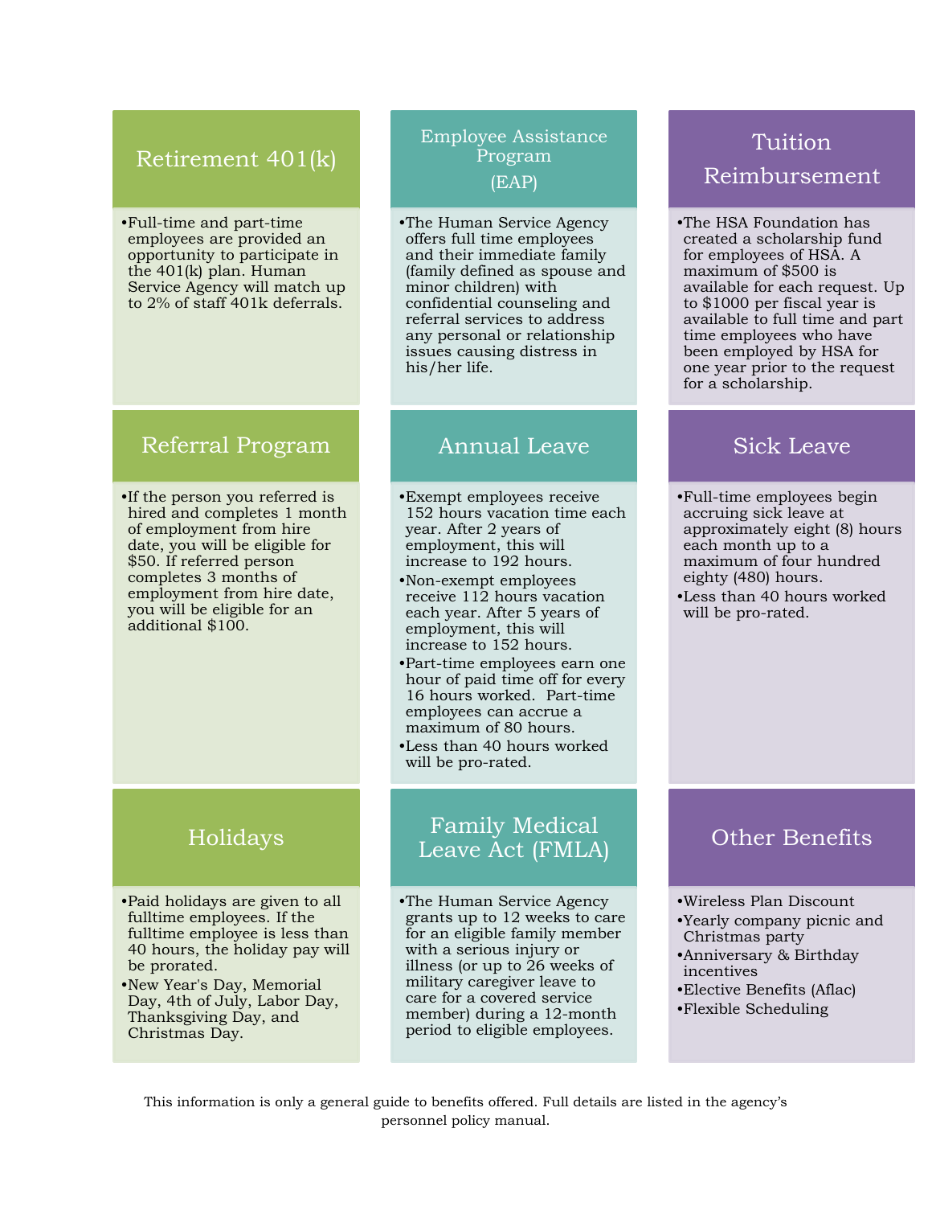## Retirement 401(k)

- Full-time and part-time employees are provided an opportunity to participate in the 401(k) plan. Human Service Agency will match up to 2% of staff 401k deferrals.

## Employee Assistance Program (EAP)

- The Human Service Agency offers full time employees and their immediate family (family defined as spouse and minor children) with confidential counseling and referral services to address any personal or relationship issues causing distress in his/her life.

## Tuition Reimbursement

- The HSA Foundation has created a scholarship fund for employees of HSA. A maximum of $500 is available for each request. Up to $1000 per fiscal year is available to full time and part time employees who have been employed by HSA for one year prior to the request for a scholarship.

## Referral Program

- If the person you referred is hired and completes 1 month of employment from hire date, you will be eligible for $50. If referred person completes 3 months of employment from hire date, you will be eligible for an additional $100.

## Annual Leave

- Exempt employees receive 152 hours vacation time each year. After 2 years of employment, this will increase to 192 hours.
- Non-exempt employees receive 112 hours vacation each year. After 5 years of employment, this will increase to 152 hours.
- Part-time employees earn one hour of paid time off for every 16 hours worked. Part-time employees can accrue a maximum of 80 hours.
- Less than 40 hours worked will be pro-rated.

## Sick Leave

- Full-time employees begin accruing sick leave at approximately eight (8) hours each month up to a maximum of four hundred eighty (480) hours.
- Less than 40 hours worked will be pro-rated.

## Holidays

- Paid holidays are given to all fulltime employees. If the fulltime employee is less than 40 hours, the holiday pay will be prorated.
- New Year's Day, Memorial Day, 4th of July, Labor Day, Thanksgiving Day, and Christmas Day.

## Family Medical Leave Act (FMLA)

- The Human Service Agency grants up to 12 weeks to care for an eligible family member with a serious injury or illness (or up to 26 weeks of military caregiver leave to care for a covered service member) during a 12-month period to eligible employees.

## Other Benefits

- Wireless Plan Discount
- Yearly company picnic and Christmas party
- Anniversary & Birthday incentives
- Elective Benefits (Aflac)
- Flexible Scheduling

This information is only a general guide to benefits offered. Full details are listed in the agency's personnel policy manual.